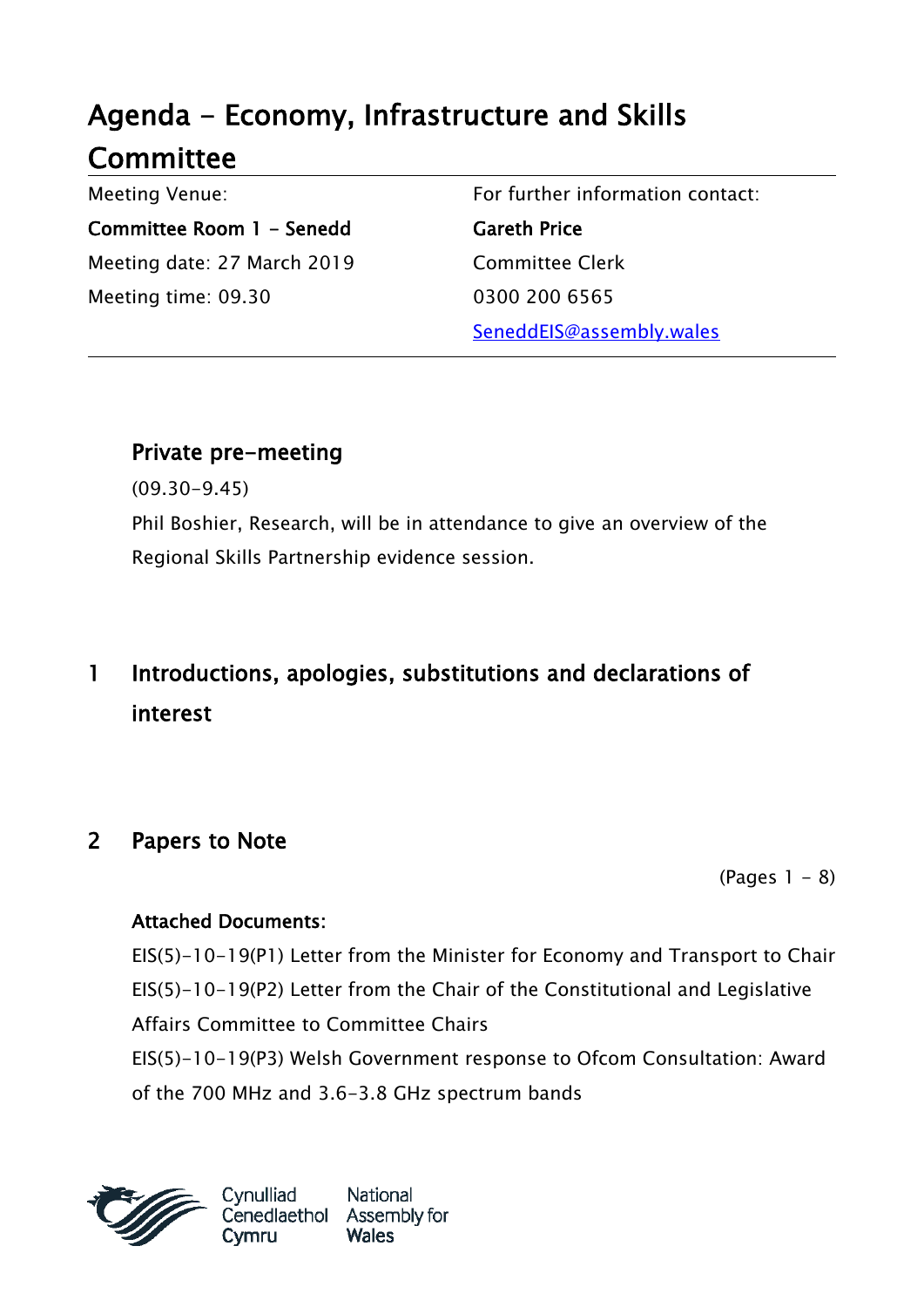# Agenda - Economy, Infrastructure and Skills Committee

| Meeting Venue: | For further information contact: |
| --- | --- |
| **Committee Room 1 - Senedd** | **Gareth Price** |
| Meeting date: 27 March 2019 | Committee Clerk |
| Meeting time: 09.30 | 0300 200 6565 |
| | SeneddEIS@assembly.wales |

## Private pre-meeting

(09.30-9.45)

Phil Boshier, Research, will be in attendance to give an overview of the Regional Skills Partnership evidence session.

## 1 Introductions, apologies, substitutions and declarations of interest

## 2 Papers to Note

(Pages 1 - 8)

**Attached Documents:**

EIS(5)-10-19(P1) Letter from the Minister for Economy and Transport to Chair

EIS(5)-10-19(P2) Letter from the Chair of the Constitutional and Legislative Affairs Committee to Committee Chairs

EIS(5)-10-19(P3) Welsh Government response to Ofcom Consultation: Award of the 700 MHz and 3.6-3.8 GHz spectrum bands

Cynulliad Cenedlaethol Cymru | National Assembly for Wales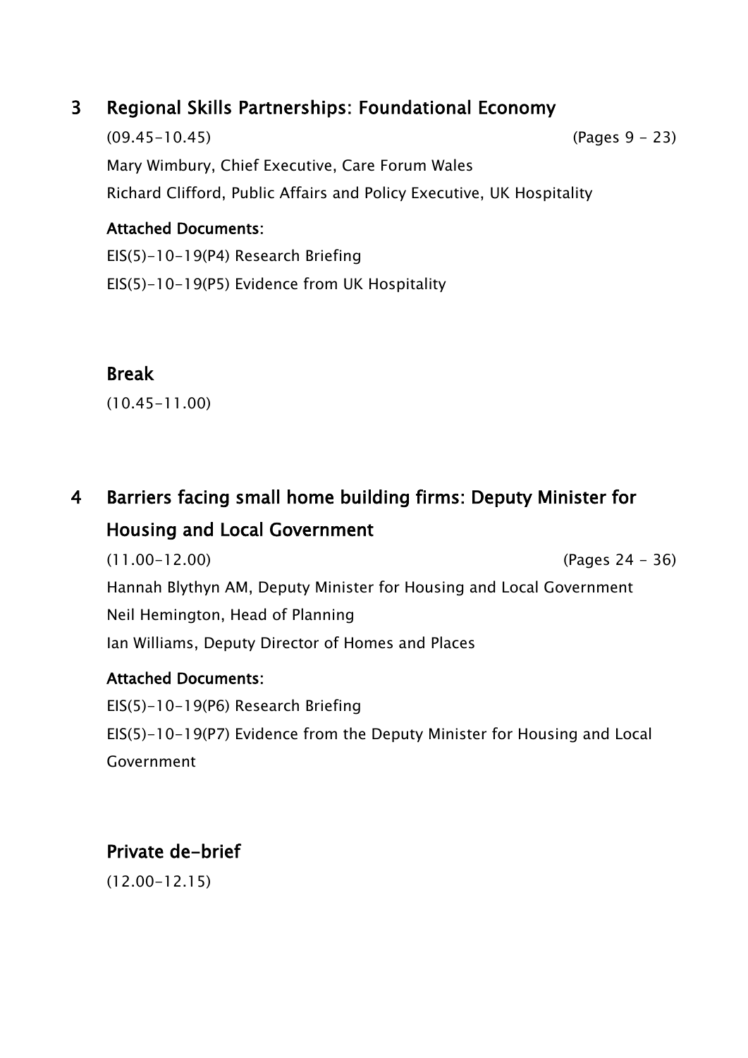## 3 Regional Skills Partnerships: Foundational Economy

(09.45-10.45) (Pages 9 - 23)

Mary Wimbury, Chief Executive, Care Forum Wales

Richard Clifford, Public Affairs and Policy Executive, UK Hospitality

**Attached Documents:**

EIS(5)-10-19(P4) Research Briefing

EIS(5)-10-19(P5) Evidence from UK Hospitality

## Break

(10.45-11.00)

## 4 Barriers facing small home building firms: Deputy Minister for Housing and Local Government

(11.00-12.00) (Pages 24 - 36)

Hannah Blythyn AM, Deputy Minister for Housing and Local Government

Neil Hemington, Head of Planning

Ian Williams, Deputy Director of Homes and Places

**Attached Documents:**

EIS(5)-10-19(P6) Research Briefing

EIS(5)-10-19(P7) Evidence from the Deputy Minister for Housing and Local Government

## Private de-brief

(12.00-12.15)